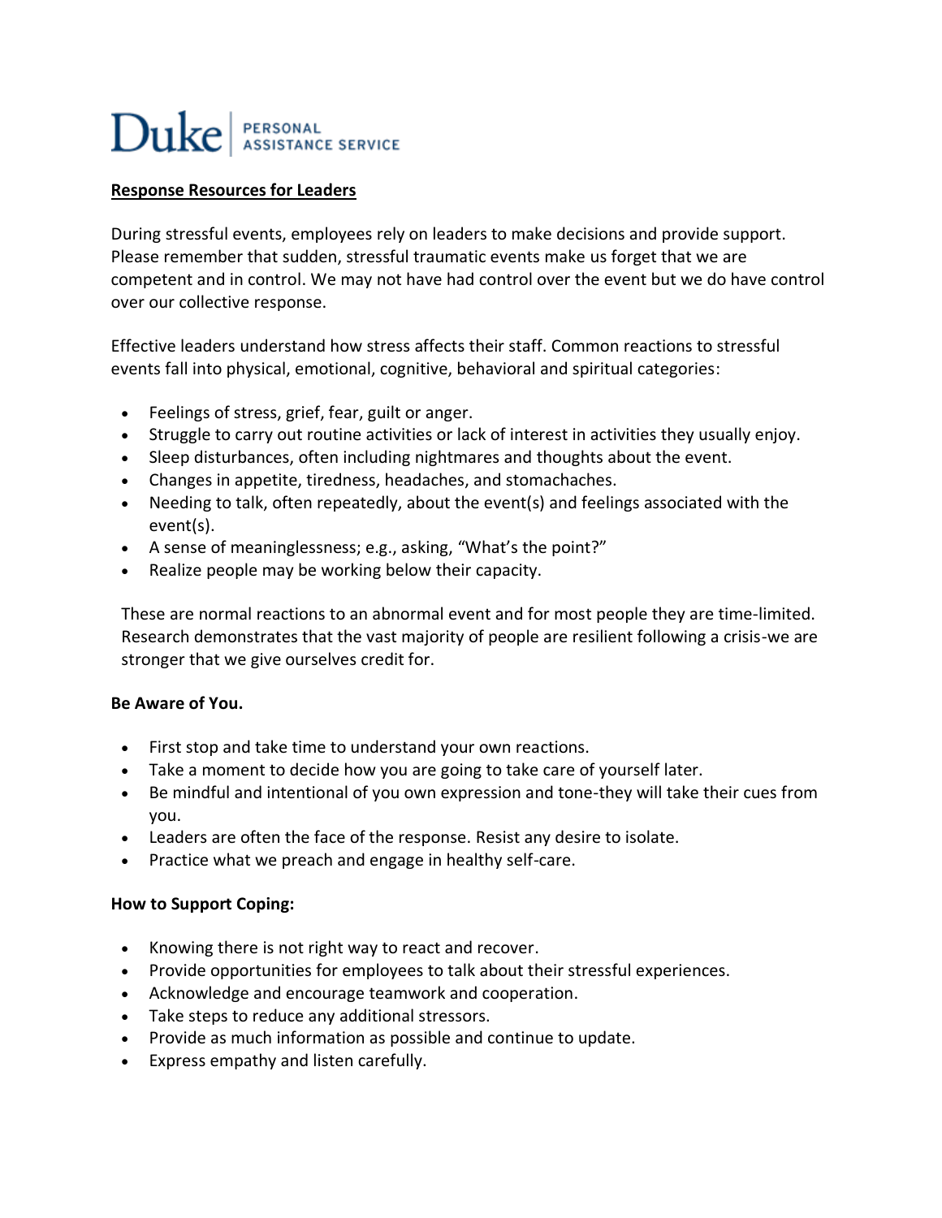Duke | PERSONAL ASSISTANCE SERVICE

**<u>Response Resources for Leaders</u>**

During stressful events, employees rely on leaders to make decisions and provide support. Please remember that sudden, stressful traumatic events make us forget that we are competent and in control. We may not have had control over the event but we do have control over our collective response.

Effective leaders understand how stress affects their staff. Common reactions to stressful events fall into physical, emotional, cognitive, behavioral and spiritual categories:

- Feelings of stress, grief, fear, guilt or anger.
- Struggle to carry out routine activities or lack of interest in activities they usually enjoy.
- Sleep disturbances, often including nightmares and thoughts about the event.
- Changes in appetite, tiredness, headaches, and stomachaches.
- Needing to talk, often repeatedly, about the event(s) and feelings associated with the event(s).
- A sense of meaninglessness; e.g., asking, "What's the point?"
- Realize people may be working below their capacity.

These are normal reactions to an abnormal event and for most people they are time-limited. Research demonstrates that the vast majority of people are resilient following a crisis-we are stronger that we give ourselves credit for.

**Be Aware of You.**

- First stop and take time to understand your own reactions.
- Take a moment to decide how you are going to take care of yourself later.
- Be mindful and intentional of you own expression and tone-they will take their cues from you.
- Leaders are often the face of the response. Resist any desire to isolate.
- Practice what we preach and engage in healthy self-care.

**How to Support Coping:**

- Knowing there is not right way to react and recover.
- Provide opportunities for employees to talk about their stressful experiences.
- Acknowledge and encourage teamwork and cooperation.
- Take steps to reduce any additional stressors.
- Provide as much information as possible and continue to update.
- Express empathy and listen carefully.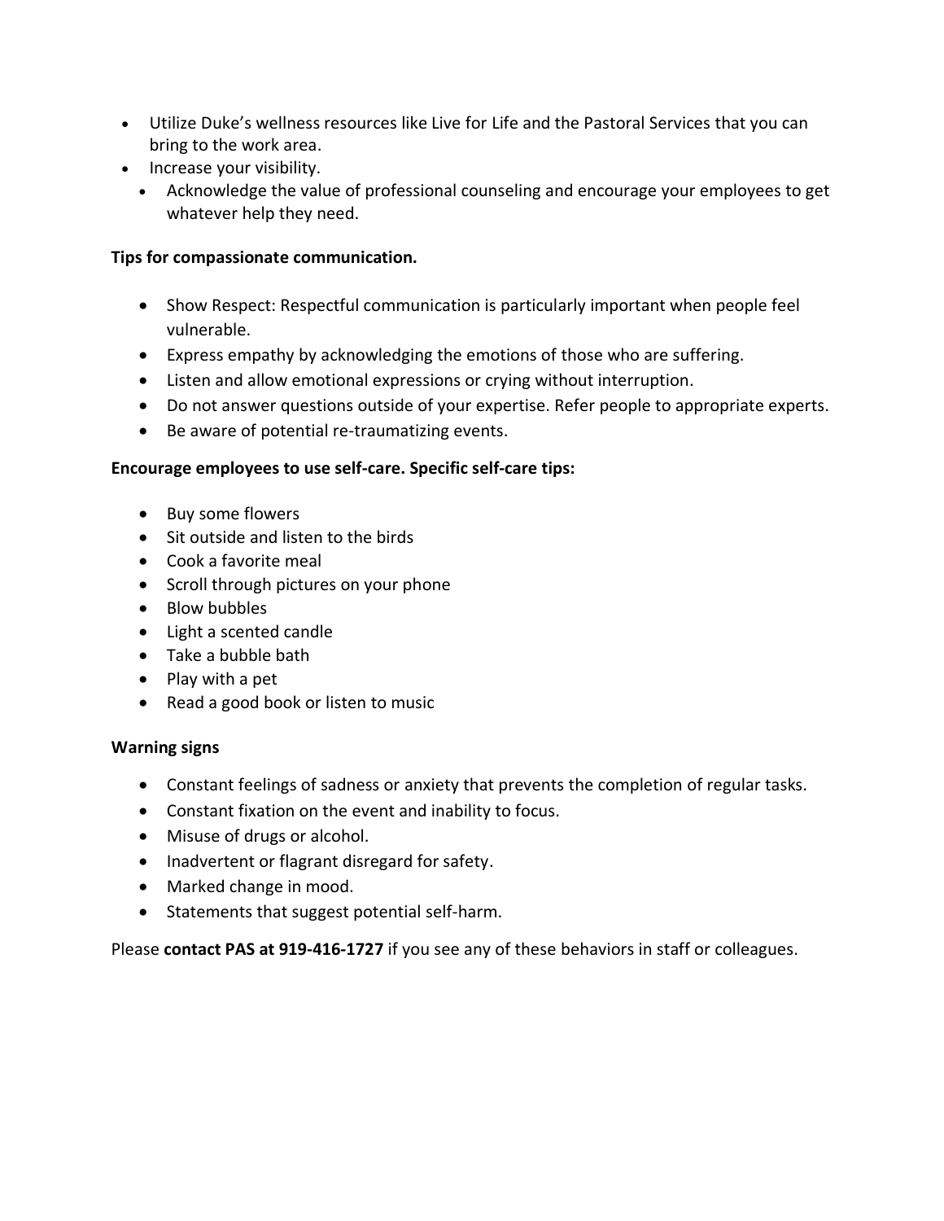- Utilize Duke's wellness resources like Live for Life and the Pastoral Services that you can bring to the work area.
- Increase your visibility.
  - Acknowledge the value of professional counseling and encourage your employees to get whatever help they need.

**Tips for compassionate communication.**

- Show Respect: Respectful communication is particularly important when people feel vulnerable.
- Express empathy by acknowledging the emotions of those who are suffering.
- Listen and allow emotional expressions or crying without interruption.
- Do not answer questions outside of your expertise. Refer people to appropriate experts.
- Be aware of potential re-traumatizing events.

**Encourage employees to use self-care. Specific self-care tips:**

- Buy some flowers
- Sit outside and listen to the birds
- Cook a favorite meal
- Scroll through pictures on your phone
- Blow bubbles
- Light a scented candle
- Take a bubble bath
- Play with a pet
- Read a good book or listen to music

**Warning signs**

- Constant feelings of sadness or anxiety that prevents the completion of regular tasks.
- Constant fixation on the event and inability to focus.
- Misuse of drugs or alcohol.
- Inadvertent or flagrant disregard for safety.
- Marked change in mood.
- Statements that suggest potential self-harm.

Please **contact PAS at 919-416-1727** if you see any of these behaviors in staff or colleagues.